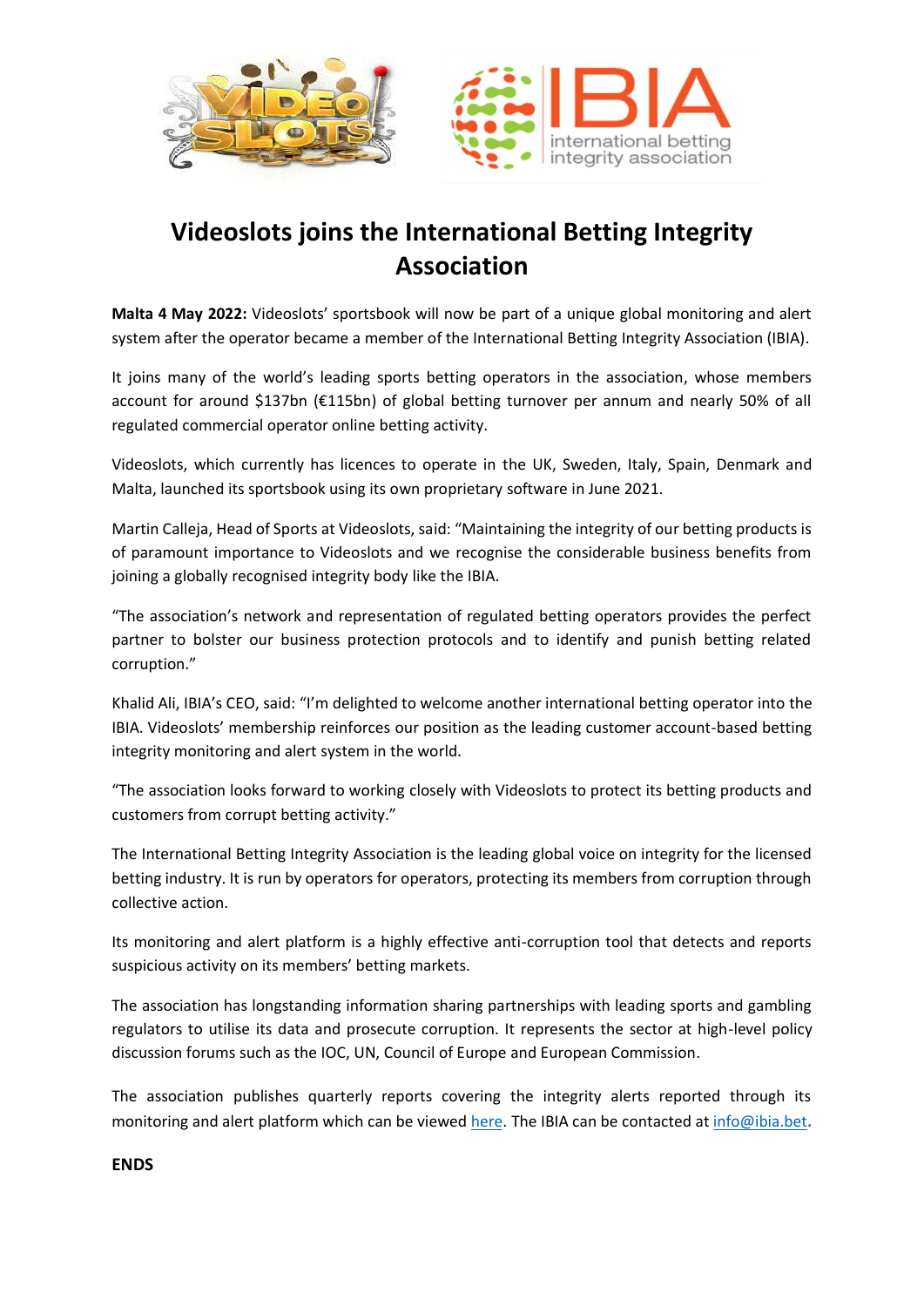# Videoslots joins the International Betting Integrity Association

**Malta 4 May 2022:** Videoslots' sportsbook will now be part of a unique global monitoring and alert system after the operator became a member of the International Betting Integrity Association (IBIA).

It joins many of the world's leading sports betting operators in the association, whose members account for around $137bn (€115bn) of global betting turnover per annum and nearly 50% of all regulated commercial operator online betting activity.

Videoslots, which currently has licences to operate in the UK, Sweden, Italy, Spain, Denmark and Malta, launched its sportsbook using its own proprietary software in June 2021.

Martin Calleja, Head of Sports at Videoslots, said: "Maintaining the integrity of our betting products is of paramount importance to Videoslots and we recognise the considerable business benefits from joining a globally recognised integrity body like the IBIA.

"The association's network and representation of regulated betting operators provides the perfect partner to bolster our business protection protocols and to identify and punish betting related corruption."

Khalid Ali, IBIA's CEO, said: "I'm delighted to welcome another international betting operator into the IBIA. Videoslots' membership reinforces our position as the leading customer account-based betting integrity monitoring and alert system in the world.

"The association looks forward to working closely with Videoslots to protect its betting products and customers from corrupt betting activity."

The International Betting Integrity Association is the leading global voice on integrity for the licensed betting industry. It is run by operators for operators, protecting its members from corruption through collective action.

Its monitoring and alert platform is a highly effective anti-corruption tool that detects and reports suspicious activity on its members' betting markets.

The association has longstanding information sharing partnerships with leading sports and gambling regulators to utilise its data and prosecute corruption. It represents the sector at high-level policy discussion forums such as the IOC, UN, Council of Europe and European Commission.

The association publishes quarterly reports covering the integrity alerts reported through its monitoring and alert platform which can be viewed here. The IBIA can be contacted at info@ibia.bet.

**ENDS**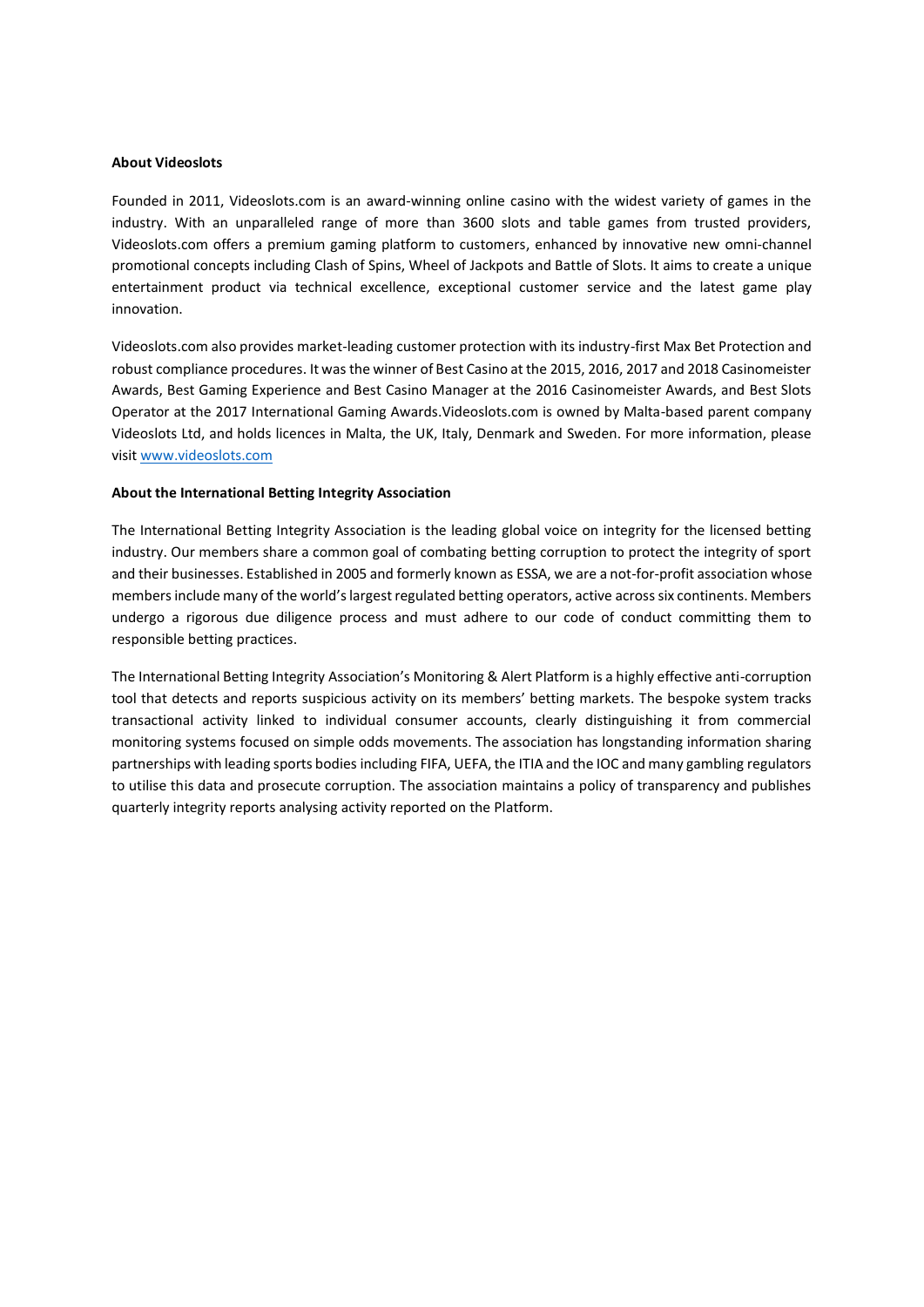**About Videoslots**

Founded in 2011, Videoslots.com is an award-winning online casino with the widest variety of games in the industry. With an unparalleled range of more than 3600 slots and table games from trusted providers, Videoslots.com offers a premium gaming platform to customers, enhanced by innovative new omni-channel promotional concepts including Clash of Spins, Wheel of Jackpots and Battle of Slots. It aims to create a unique entertainment product via technical excellence, exceptional customer service and the latest game play innovation.

Videoslots.com also provides market-leading customer protection with its industry-first Max Bet Protection and robust compliance procedures. It was the winner of Best Casino at the 2015, 2016, 2017 and 2018 Casinomeister Awards, Best Gaming Experience and Best Casino Manager at the 2016 Casinomeister Awards, and Best Slots Operator at the 2017 International Gaming Awards.Videoslots.com is owned by Malta-based parent company Videoslots Ltd, and holds licences in Malta, the UK, Italy, Denmark and Sweden. For more information, please visit [www.videoslots.com](http://www.videoslots.com)

**About the International Betting Integrity Association**

The International Betting Integrity Association is the leading global voice on integrity for the licensed betting industry. Our members share a common goal of combating betting corruption to protect the integrity of sport and their businesses. Established in 2005 and formerly known as ESSA, we are a not-for-profit association whose members include many of the world's largest regulated betting operators, active across six continents. Members undergo a rigorous due diligence process and must adhere to our code of conduct committing them to responsible betting practices.

The International Betting Integrity Association's Monitoring & Alert Platform is a highly effective anti-corruption tool that detects and reports suspicious activity on its members' betting markets. The bespoke system tracks transactional activity linked to individual consumer accounts, clearly distinguishing it from commercial monitoring systems focused on simple odds movements. The association has longstanding information sharing partnerships with leading sports bodies including FIFA, UEFA, the ITIA and the IOC and many gambling regulators to utilise this data and prosecute corruption. The association maintains a policy of transparency and publishes quarterly integrity reports analysing activity reported on the Platform.